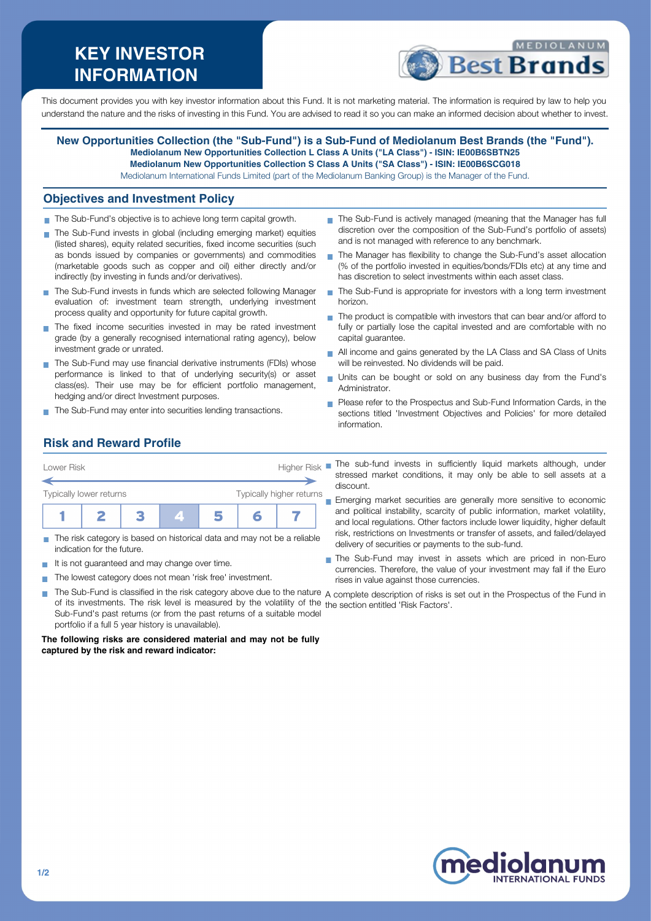# KEY INVESTOR INFORMATION

This document provides you with key investor information about this Fund. It is not marketing material. The information is required by law to help you understand the nature and the risks of investing in this Fund. You are advised to read it so you can make an informed decision about whether to invest.

**New Opportunities Collection (the "Sub-Fund") is a Sub-Fund of Mediolanum Best Brands (the "Fund").**
**Mediolanum New Opportunities Collection L Class A Units ("LA Class") - ISIN: IE00B6SBTN25**
**Mediolanum New Opportunities Collection S Class A Units ("SA Class") - ISIN: IE00B6SCG018**
Mediolanum International Funds Limited (part of the Mediolanum Banking Group) is the Manager of the Fund.

## Objectives and Investment Policy

- The Sub-Fund's objective is to achieve long term capital growth.
- The Sub-Fund invests in global (including emerging market) equities (listed shares), equity related securities, fixed income securities (such as bonds issued by companies or governments) and commodities (marketable goods such as copper and oil) either directly and/or indirectly (by investing in funds and/or derivatives).
- The Sub-Fund invests in funds which are selected following Manager evaluation of: investment team strength, underlying investment process quality and opportunity for future capital growth.
- The fixed income securities invested in may be rated investment grade (by a generally recognised international rating agency), below investment grade or unrated.
- The Sub-Fund may use financial derivative instruments (FDIs) whose performance is linked to that of underlying security(s) or asset class(es). Their use may be for efficient portfolio management, hedging and/or direct Investment purposes.
- The Sub-Fund may enter into securities lending transactions.
- The Sub-Fund is actively managed (meaning that the Manager has full discretion over the composition of the Sub-Fund's portfolio of assets) and is not managed with reference to any benchmark.
- The Manager has flexibility to change the Sub-Fund's asset allocation (% of the portfolio invested in equities/bonds/FDIs etc) at any time and has discretion to select investments within each asset class.
- The Sub-Fund is appropriate for investors with a long term investment horizon.
- The product is compatible with investors that can bear and/or afford to fully or partially lose the capital invested and are comfortable with no capital guarantee.
- All income and gains generated by the LA Class and SA Class of Units will be reinvested. No dividends will be paid.
- Units can be bought or sold on any business day from the Fund's Administrator.
- Please refer to the Prospectus and Sub-Fund Information Cards, in the sections titled 'Investment Objectives and Policies' for more detailed information.

## Risk and Reward Profile

Lower Risk — Higher Risk

Typically lower returns — Typically higher returns

| 1 | 2 | 3 | **4** | 5 | 6 | 7 |
|---|---|---|---|---|---|---|

- The risk category is based on historical data and may not be a reliable indication for the future.
- It is not guaranteed and may change over time.
- The lowest category does not mean 'risk free' investment.
- The Sub-Fund is classified in the risk category above due to the nature of its investments. The risk level is measured by the volatility of the Sub-Fund's past returns (or from the past returns of a suitable model portfolio if a full 5 year history is unavailable).

**The following risks are considered material and may not be fully captured by the risk and reward indicator:**

- The sub-fund invests in sufficiently liquid markets although, under stressed market conditions, it may only be able to sell assets at a discount.
- Emerging market securities are generally more sensitive to economic and political instability, scarcity of public information, market volatility, and local regulations. Other factors include lower liquidity, higher default risk, restrictions on Investments or transfer of assets, and failed/delayed delivery of securities or payments to the sub-fund.
- The Sub-Fund may invest in assets which are priced in non-Euro currencies. Therefore, the value of your investment may fall if the Euro rises in value against those currencies.

A complete description of risks is set out in the Prospectus of the Fund in the section entitled 'Risk Factors'.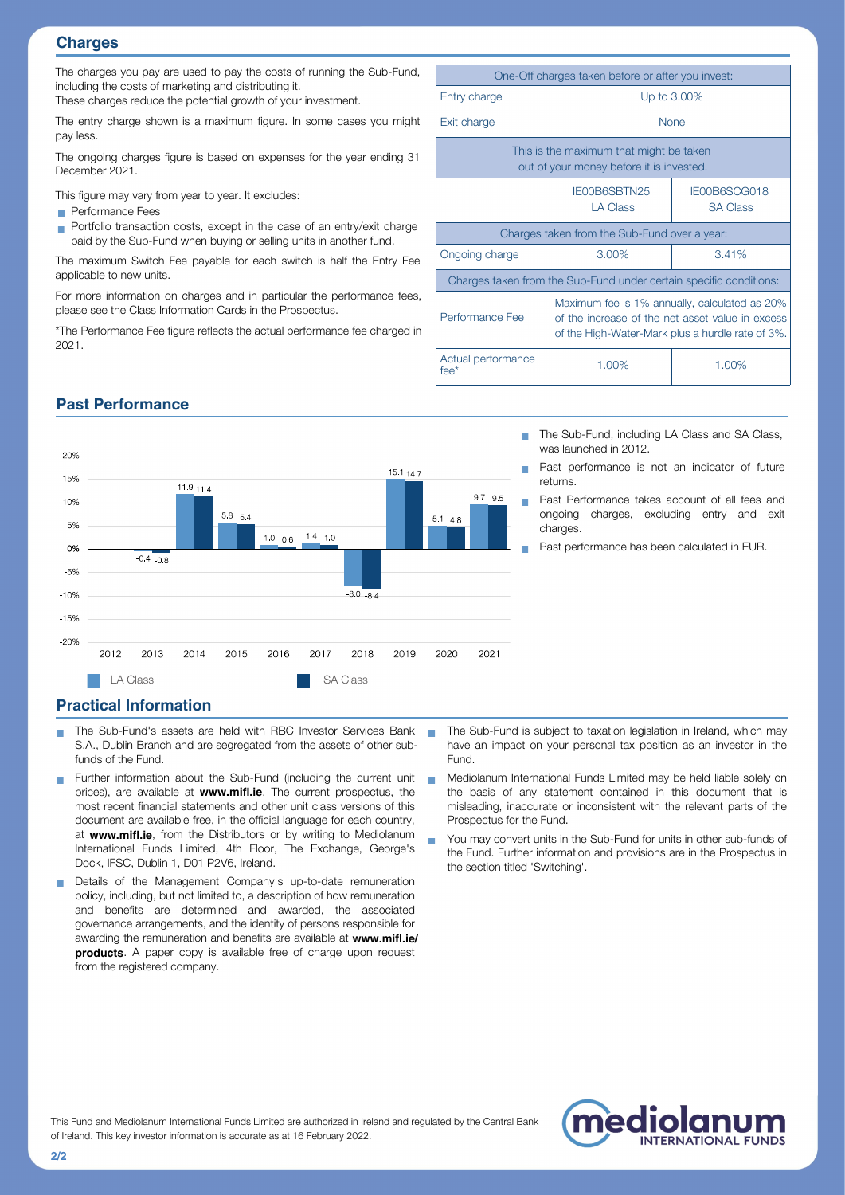## Charges

The charges you pay are used to pay the costs of running the Sub-Fund, including the costs of marketing and distributing it.
These charges reduce the potential growth of your investment.

The entry charge shown is a maximum figure. In some cases you might pay less.

The ongoing charges figure is based on expenses for the year ending 31 December 2021.

This figure may vary from year to year. It excludes:

- Performance Fees
- Portfolio transaction costs, except in the case of an entry/exit charge paid by the Sub-Fund when buying or selling units in another fund.

The maximum Switch Fee payable for each switch is half the Entry Fee applicable to new units.

For more information on charges and in particular the performance fees, please see the Class Information Cards in the Prospectus.

*The Performance Fee figure reflects the actual performance fee charged in 2021.

| One-Off charges taken before or after you invest: | | |
|---|---|---|
| Entry charge | Up to 3.00% | |
| Exit charge | None | |
| This is the maximum that might be taken out of your money before it is invested. | | |
| | IE00B6SBTN25 LA Class | IE00B6SCG018 SA Class |
| Charges taken from the Sub-Fund over a year: | | |
| Ongoing charge | 3.00% | 3.41% |
| Charges taken from the Sub-Fund under certain specific conditions: | | |
| Performance Fee | Maximum fee is 1% annually, calculated as 20% of the increase of the net asset value in excess of the High-Water-Mark plus a hurdle rate of 3%. | |
| Actual performance fee* | 1.00% | 1.00% |

## Past Performance

20%
15%
10%
5%
0%
-5%
-10%
-15%
-20%

2012 2013 2014 2015 2016 2017 2018 2019 2020 2021

-0.4 -0.8
11.9 11.4
5.8 5.4
1.0 0.6
1.4 1.0
-8.0 -8.4
15.1 14.7
5.1 4.8
9.7 9.5

LA Class
SA Class

- The Sub-Fund, including LA Class and SA Class, was launched in 2012.
- Past performance is not an indicator of future returns.
- Past Performance takes account of all fees and ongoing charges, excluding entry and exit charges.
- Past performance has been calculated in EUR.

## Practical Information

- The Sub-Fund's assets are held with RBC Investor Services Bank S.A., Dublin Branch and are segregated from the assets of other sub-funds of the Fund.
- Further information about the Sub-Fund (including the current unit prices), are available at **www.mifl.ie**. The current prospectus, the most recent financial statements and other unit class versions of this document are available free, in the official language for each country, at **www.mifl.ie**, from the Distributors or by writing to Mediolanum International Funds Limited, 4th Floor, The Exchange, George's Dock, IFSC, Dublin 1, D01 P2V6, Ireland.
- Details of the Management Company's up-to-date remuneration policy, including, but not limited to, a description of how remuneration and benefits are determined and awarded, the associated governance arrangements, and the identity of persons responsible for awarding the remuneration and benefits are available at **www.mifl.ie/products**. A paper copy is available free of charge upon request from the registered company.
- The Sub-Fund is subject to taxation legislation in Ireland, which may have an impact on your personal tax position as an investor in the Fund.
- Mediolanum International Funds Limited may be held liable solely on the basis of any statement contained in this document that is misleading, inaccurate or inconsistent with the relevant parts of the Prospectus for the Fund.
- You may convert units in the Sub-Fund for units in other sub-funds of the Fund. Further information and provisions are in the Prospectus in the section titled 'Switching'.

This Fund and Mediolanum International Funds Limited are authorized in Ireland and regulated by the Central Bank of Ireland. This key investor information is accurate as at 16 February 2022.